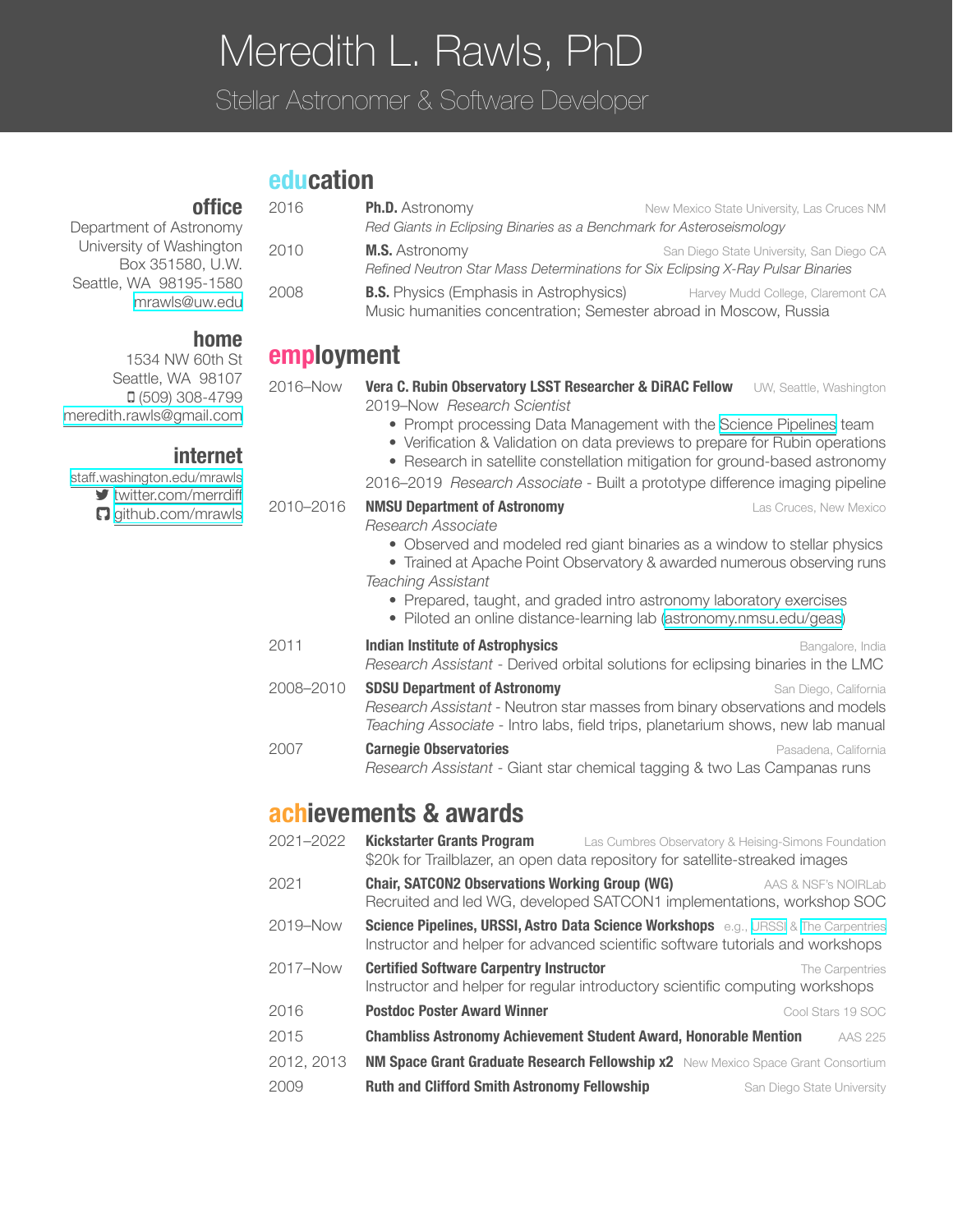# Meredith L. Rawls, PhD

Stellar Astronomer & Software Developer

### office

Department of Astronomy
University of Washington
Box 351580, U.W.
Seattle, WA 98195-1580
mrawls@uw.edu

### home

1534 NW 60th St
Seattle, WA 98107
(509) 308-4799
meredith.rawls@gmail.com

### internet

staff.washington.edu/mrawls
twitter.com/merrdiff
github.com/mrawls

## education

**2016** — **Ph.D.** Astronomy — New Mexico State University, Las Cruces NM
*Red Giants in Eclipsing Binaries as a Benchmark for Asteroseismology*

**2010** — **M.S.** Astronomy — San Diego State University, San Diego CA
*Refined Neutron Star Mass Determinations for Six Eclipsing X-Ray Pulsar Binaries*

**2008** — **B.S.** Physics (Emphasis in Astrophysics) — Harvey Mudd College, Claremont CA
Music humanities concentration; Semester abroad in Moscow, Russia

## employment

**2016–Now** — **Vera C. Rubin Observatory LSST Researcher & DiRAC Fellow** — UW, Seattle, Washington
2019–Now *Research Scientist*
- Prompt processing Data Management with the Science Pipelines team
- Verification & Validation on data previews to prepare for Rubin operations
- Research in satellite constellation mitigation for ground-based astronomy

2016–2019 *Research Associate* - Built a prototype difference imaging pipeline

**2010–2016** — **NMSU Department of Astronomy** — Las Cruces, New Mexico
*Research Associate*
- Observed and modeled red giant binaries as a window to stellar physics
- Trained at Apache Point Observatory & awarded numerous observing runs

*Teaching Assistant*
- Prepared, taught, and graded intro astronomy laboratory exercises
- Piloted an online distance-learning lab (astronomy.nmsu.edu/geas)

**2011** — **Indian Institute of Astrophysics** — Bangalore, India
*Research Assistant* - Derived orbital solutions for eclipsing binaries in the LMC

**2008–2010** — **SDSU Department of Astronomy** — San Diego, California
*Research Assistant* - Neutron star masses from binary observations and models
*Teaching Associate* - Intro labs, field trips, planetarium shows, new lab manual

**2007** — **Carnegie Observatories** — Pasadena, California
*Research Assistant* - Giant star chemical tagging & two Las Campanas runs

## achievements & awards

**2021–2022** — **Kickstarter Grants Program** — Las Cumbres Observatory & Heising-Simons Foundation
$20k for Trailblazer, an open data repository for satellite-streaked images

**2021** — **Chair, SATCON2 Observations Working Group (WG)** — AAS & NSF's NOIRLab
Recruited and led WG, developed SATCON1 implementations, workshop SOC

**2019–Now** — **Science Pipelines, URSSI, Astro Data Science Workshops** — e.g., URSSI & The Carpentries
Instructor and helper for advanced scientific software tutorials and workshops

**2017–Now** — **Certified Software Carpentry Instructor** — The Carpentries
Instructor and helper for regular introductory scientific computing workshops

**2016** — **Postdoc Poster Award Winner** — Cool Stars 19 SOC

**2015** — **Chambliss Astronomy Achievement Student Award, Honorable Mention** — AAS 225

**2012, 2013** — **NM Space Grant Graduate Research Fellowship x2** — New Mexico Space Grant Consortium

**2009** — **Ruth and Clifford Smith Astronomy Fellowship** — San Diego State University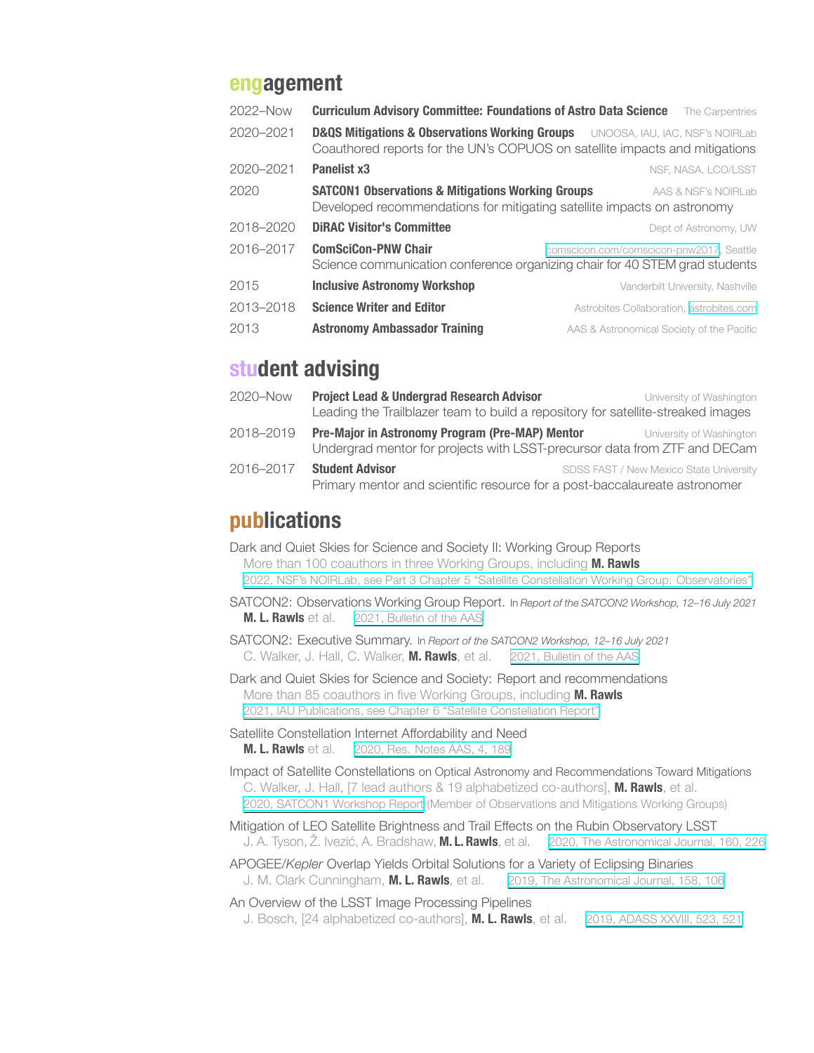## engagement

- **2022–Now** — **Curriculum Advisory Committee: Foundations of Astro Data Science** — The Carpentries
- **2020–2021** — **D&QS Mitigations & Observations Working Groups** — UNOOSA, IAU, IAC, NSF's NOIRLab
  Coauthored reports for the UN's COPUOS on satellite impacts and mitigations
- **2020–2021** — **Panelist x3** — NSF, NASA, LCO/LSST
- **2020** — **SATCON1 Observations & Mitigations Working Groups** — AAS & NSF's NOIRLab
  Developed recommendations for mitigating satellite impacts on astronomy
- **2018–2020** — **DiRAC Visitor's Committee** — Dept of Astronomy, UW
- **2016–2017** — **ComSciCon-PNW Chair** — comscicon.com/comscicon-pnw2017, Seattle
  Science communication conference organizing chair for 40 STEM grad students
- **2015** — **Inclusive Astronomy Workshop** — Vanderbilt University, Nashville
- **2013–2018** — **Science Writer and Editor** — Astrobites Collaboration, astrobites.com
- **2013** — **Astronomy Ambassador Training** — AAS & Astronomical Society of the Pacific

## student advising

- **2020–Now** — **Project Lead & Undergrad Research Advisor** — University of Washington
  Leading the Trailblazer team to build a repository for satellite-streaked images
- **2018–2019** — **Pre-Major in Astronomy Program (Pre-MAP) Mentor** — University of Washington
  Undergrad mentor for projects with LSST-precursor data from ZTF and DECam
- **2016–2017** — **Student Advisor** — SDSS FAST / New Mexico State University
  Primary mentor and scientific resource for a post-baccalaureate astronomer

## publications

Dark and Quiet Skies for Science and Society II: Working Group Reports
More than 100 coauthors in three Working Groups, including **M. Rawls**
2022, NSF's NOIRLab, see Part 3 Chapter 5 "Satellite Constellation Working Group: Observatories"

SATCON2: Observations Working Group Report. In *Report of the SATCON2 Workshop, 12–16 July 2021*
**M. L. Rawls** et al. 2021, Bulletin of the AAS

SATCON2: Executive Summary. In *Report of the SATCON2 Workshop, 12–16 July 2021*
C. Walker, J. Hall, C. Walker, **M. Rawls**, et al. 2021, Bulletin of the AAS

Dark and Quiet Skies for Science and Society: Report and recommendations
More than 85 coauthors in five Working Groups, including **M. Rawls**
2021, IAU Publications, see Chapter 6 "Satellite Constellation Report"

Satellite Constellation Internet Affordability and Need
**M. L. Rawls** et al. 2020, Res. Notes AAS, 4, 189

Impact of Satellite Constellations on Optical Astronomy and Recommendations Toward Mitigations
C. Walker, J. Hall, [7 lead authors & 19 alphabetized co-authors], **M. Rawls**, et al.
2020, SATCON1 Workshop Report (Member of Observations and Mitigations Working Groups)

Mitigation of LEO Satellite Brightness and Trail Effects on the Rubin Observatory LSST
J. A. Tyson, Ž. Ivezić, A. Bradshaw, **M. L. Rawls**, et al. 2020, The Astronomical Journal, 160, 226

APOGEE/*Kepler* Overlap Yields Orbital Solutions for a Variety of Eclipsing Binaries
J. M. Clark Cunningham, **M. L. Rawls**, et al. 2019, The Astronomical Journal, 158, 106

An Overview of the LSST Image Processing Pipelines
J. Bosch, [24 alphabetized co-authors], **M. L. Rawls**, et al. 2019, ADASS XXVIII, 523, 521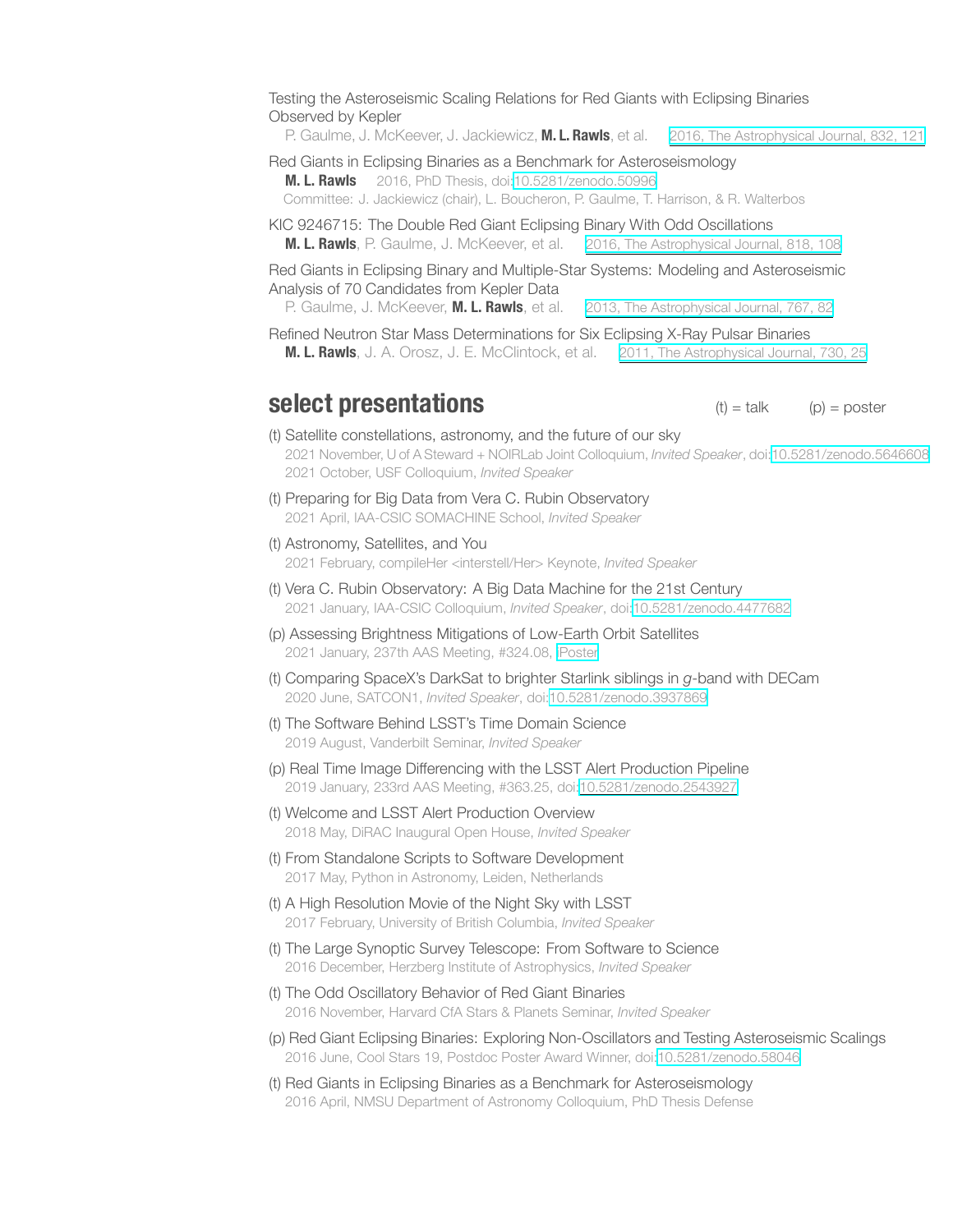Testing the Asteroseismic Scaling Relations for Red Giants with Eclipsing Binaries Observed by Kepler
P. Gaulme, J. McKeever, J. Jackiewicz, **M. L. Rawls**, et al. 2016, The Astrophysical Journal, 832, 121

Red Giants in Eclipsing Binaries as a Benchmark for Asteroseismology
**M. L. Rawls** 2016, PhD Thesis, doi:10.5281/zenodo.50996
Committee: J. Jackiewicz (chair), L. Boucheron, P. Gaulme, T. Harrison, & R. Walterbos

KIC 9246715: The Double Red Giant Eclipsing Binary With Odd Oscillations
**M. L. Rawls**, P. Gaulme, J. McKeever, et al. 2016, The Astrophysical Journal, 818, 108

Red Giants in Eclipsing Binary and Multiple-Star Systems: Modeling and Asteroseismic Analysis of 70 Candidates from Kepler Data
P. Gaulme, J. McKeever, **M. L. Rawls**, et al. 2013, The Astrophysical Journal, 767, 82

Refined Neutron Star Mass Determinations for Six Eclipsing X-Ray Pulsar Binaries
**M. L. Rawls**, J. A. Orosz, J. E. McClintock, et al. 2011, The Astrophysical Journal, 730, 25

## select presentations

(t) = talk (p) = poster

(t) Satellite constellations, astronomy, and the future of our sky
2021 November, U of A Steward + NOIRLab Joint Colloquium, *Invited Speaker*, doi:10.5281/zenodo.5646608
2021 October, USF Colloquium, *Invited Speaker*

(t) Preparing for Big Data from Vera C. Rubin Observatory
2021 April, IAA-CSIC SOMACHINE School, *Invited Speaker*

(t) Astronomy, Satellites, and You
2021 February, compileHer <interstell/Her> Keynote, *Invited Speaker*

(t) Vera C. Rubin Observatory: A Big Data Machine for the 21st Century
2021 January, IAA-CSIC Colloquium, *Invited Speaker*, doi:10.5281/zenodo.4477682

(p) Assessing Brightness Mitigations of Low-Earth Orbit Satellites
2021 January, 237th AAS Meeting, #324.08, Poster

(t) Comparing SpaceX's DarkSat to brighter Starlink siblings in *g*-band with DECam
2020 June, SATCON1, *Invited Speaker*, doi:10.5281/zenodo.3937869

(t) The Software Behind LSST's Time Domain Science
2019 August, Vanderbilt Seminar, *Invited Speaker*

(p) Real Time Image Differencing with the LSST Alert Production Pipeline
2019 January, 233rd AAS Meeting, #363.25, doi:10.5281/zenodo.2543927

(t) Welcome and LSST Alert Production Overview
2018 May, DiRAC Inaugural Open House, *Invited Speaker*

(t) From Standalone Scripts to Software Development
2017 May, Python in Astronomy, Leiden, Netherlands

(t) A High Resolution Movie of the Night Sky with LSST
2017 February, University of British Columbia, *Invited Speaker*

(t) The Large Synoptic Survey Telescope: From Software to Science
2016 December, Herzberg Institute of Astrophysics, *Invited Speaker*

(t) The Odd Oscillatory Behavior of Red Giant Binaries
2016 November, Harvard CfA Stars & Planets Seminar, *Invited Speaker*

(p) Red Giant Eclipsing Binaries: Exploring Non-Oscillators and Testing Asteroseismic Scalings
2016 June, Cool Stars 19, Postdoc Poster Award Winner, doi:10.5281/zenodo.58046

(t) Red Giants in Eclipsing Binaries as a Benchmark for Asteroseismology
2016 April, NMSU Department of Astronomy Colloquium, PhD Thesis Defense